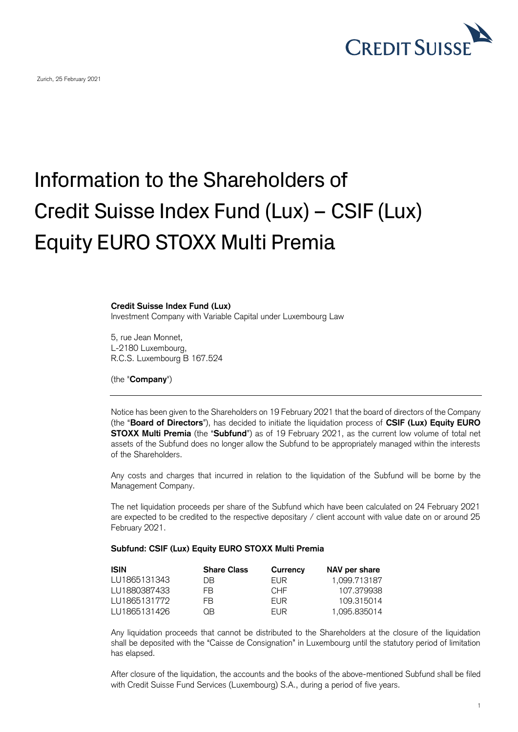Zurich, 25 February 2021

# Information to the Shareholders of Credit Suisse Index Fund (Lux) – CSIF (Lux) Equity EURO STOXX Multi Premia

**Credit Suisse Index Fund (Lux)**
Investment Company with Variable Capital under Luxembourg Law

5, rue Jean Monnet,
L-2180 Luxembourg,
R.C.S. Luxembourg B 167.524

(the "**Company**")

---

Notice has been given to the Shareholders on 19 February 2021 that the board of directors of the Company (the "**Board of Directors**"), has decided to initiate the liquidation process of **CSIF (Lux) Equity EURO STOXX Multi Premia** (the "**Subfund**") as of 19 February 2021, as the current low volume of total net assets of the Subfund does no longer allow the Subfund to be appropriately managed within the interests of the Shareholders.

Any costs and charges that incurred in relation to the liquidation of the Subfund will be borne by the Management Company.

The net liquidation proceeds per share of the Subfund which have been calculated on 24 February 2021 are expected to be credited to the respective depositary / client account with value date on or around 25 February 2021.

**Subfund: CSIF (Lux) Equity EURO STOXX Multi Premia**

| ISIN | Share Class | Currency | NAV per share |
|---|---|---|---|
| LU1865131343 | DB | EUR | 1,099.713187 |
| LU1880387433 | FB | CHF | 107.379938 |
| LU1865131772 | FB | EUR | 109.315014 |
| LU1865131426 | QB | EUR | 1,095.835014 |

Any liquidation proceeds that cannot be distributed to the Shareholders at the closure of the liquidation shall be deposited with the "Caisse de Consignation" in Luxembourg until the statutory period of limitation has elapsed.

After closure of the liquidation, the accounts and the books of the above-mentioned Subfund shall be filed with Credit Suisse Fund Services (Luxembourg) S.A., during a period of five years.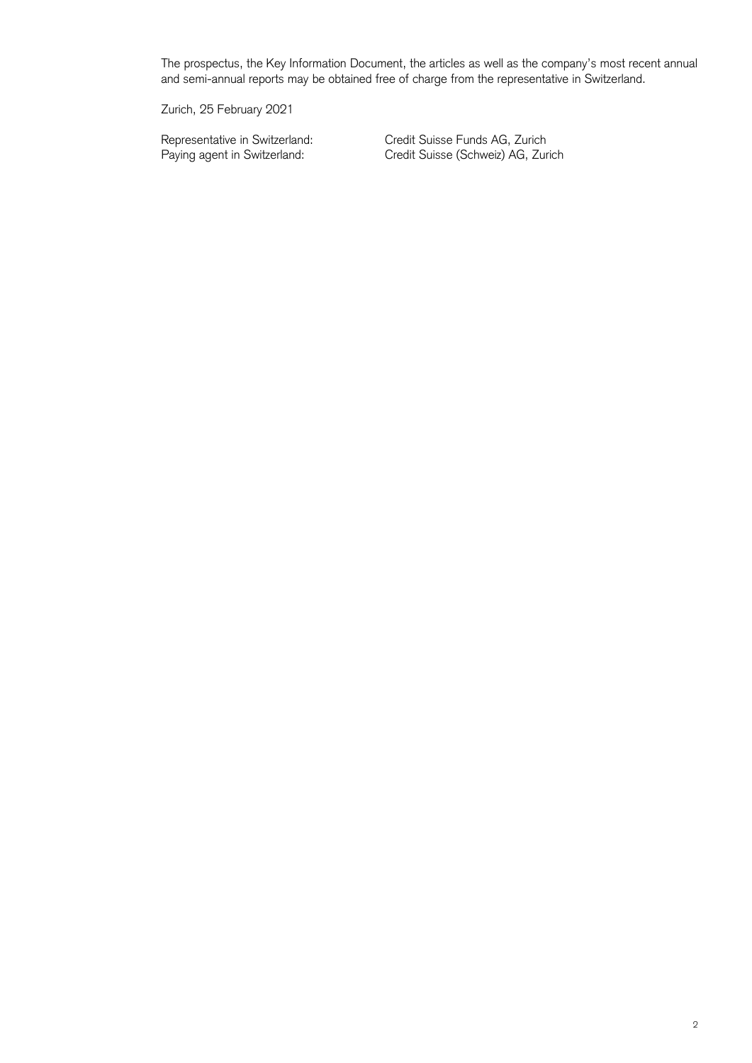The prospectus, the Key Information Document, the articles as well as the company's most recent annual and semi-annual reports may be obtained free of charge from the representative in Switzerland.

Zurich, 25 February 2021

Representative in Switzerland: Credit Suisse Funds AG, Zurich
Paying agent in Switzerland: Credit Suisse (Schweiz) AG, Zurich